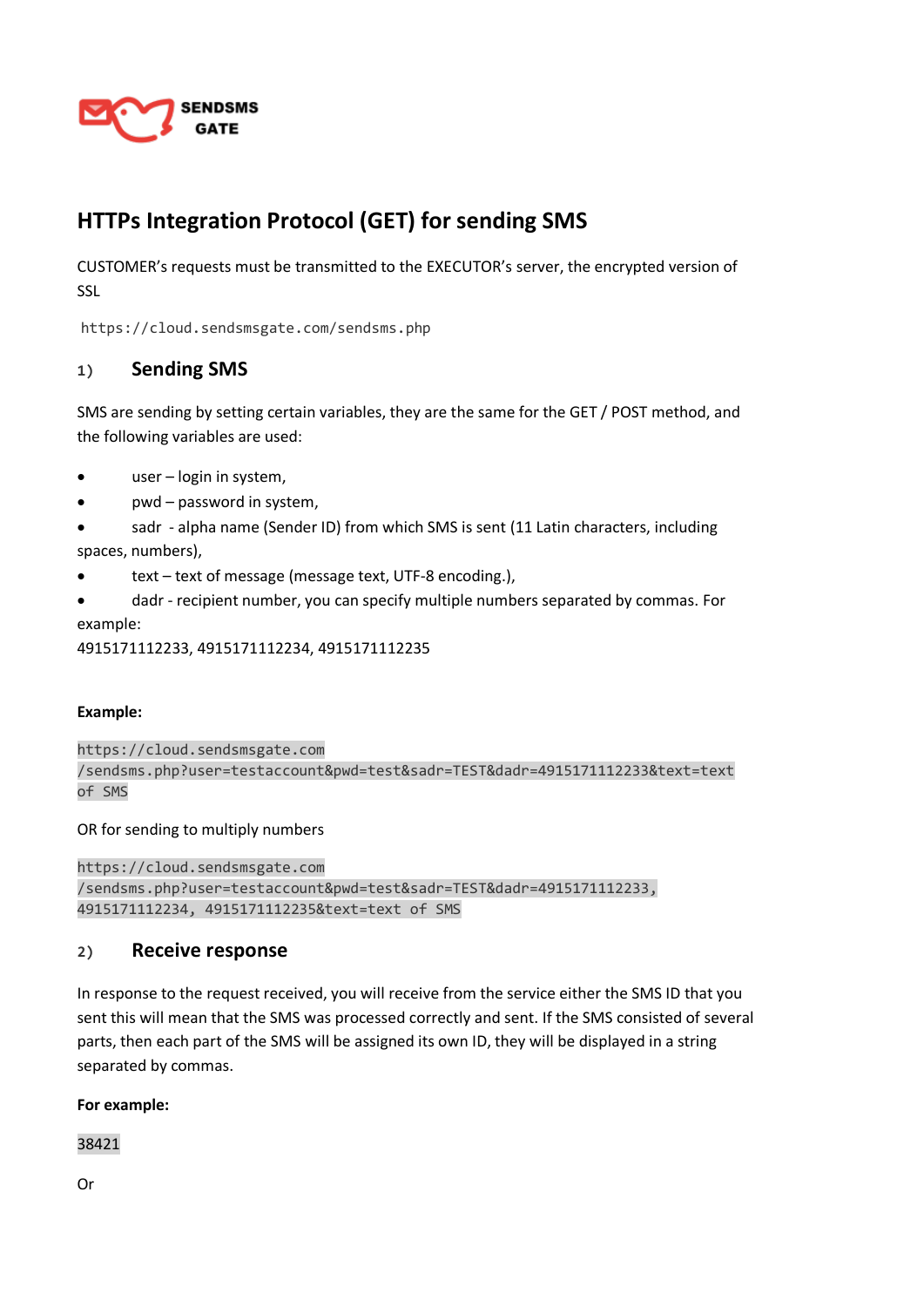SENDSMS GATE

# HTTPs Integration Protocol (GET) for sending SMS

CUSTOMER's requests must be transmitted to the EXECUTOR's server, the encrypted version of SSL

```
https://cloud.sendsmsgate.com/sendsms.php
```

## 1) Sending SMS

SMS are sending by setting certain variables, they are the same for the GET / POST method, and the following variables are used:

- user – login in system,
- pwd – password in system,
- sadr - alpha name (Sender ID) from which SMS is sent (11 Latin characters, including spaces, numbers),
- text – text of message (message text, UTF-8 encoding.),
- dadr - recipient number, you can specify multiple numbers separated by commas. For example:
4915171112233, 4915171112234, 4915171112235

**Example:**

```
https://cloud.sendsmsgate.com
/sendsms.php?user=testaccount&pwd=test&sadr=TEST&dadr=4915171112233&text=text of SMS
```

OR for sending to multiply numbers

```
https://cloud.sendsmsgate.com
/sendsms.php?user=testaccount&pwd=test&sadr=TEST&dadr=4915171112233, 4915171112234, 4915171112235&text=text of SMS
```

## 2) Receive response

In response to the request received, you will receive from the service either the SMS ID that you sent this will mean that the SMS was processed correctly and sent. If the SMS consisted of several parts, then each part of the SMS will be assigned its own ID, they will be displayed in a string separated by commas.

**For example:**

```
38421
```

Or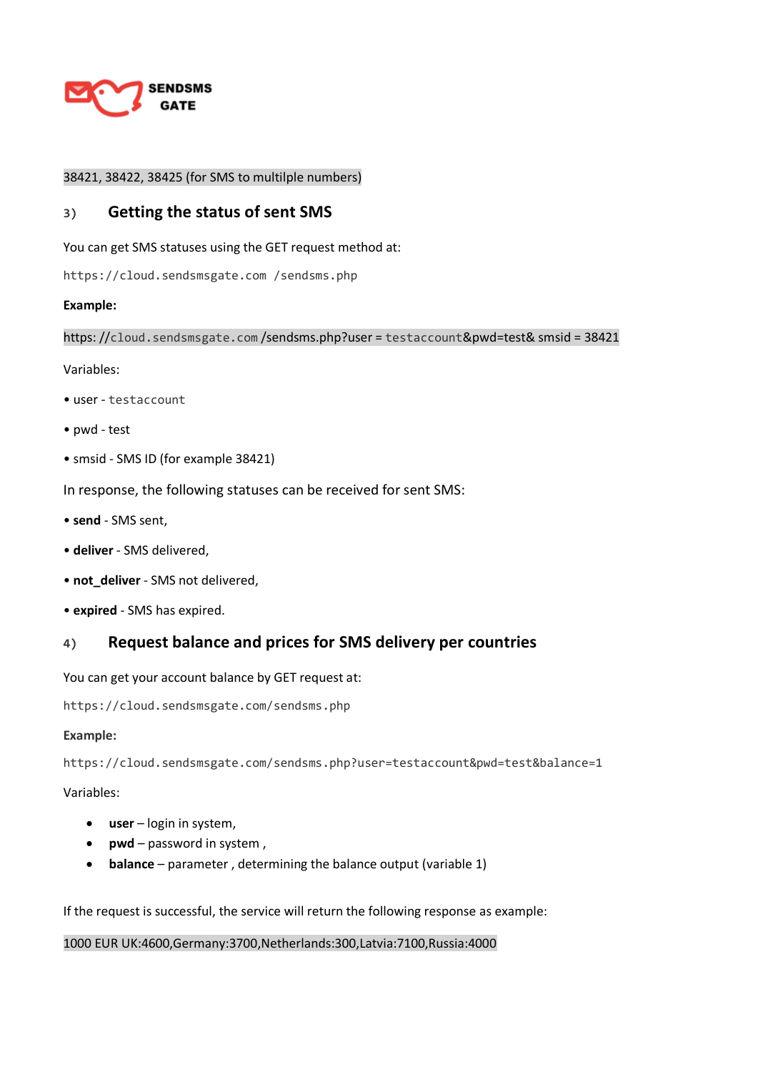38421, 38422, 38425 (for SMS to multilple numbers)

## 3) Getting the status of sent SMS

You can get SMS statuses using the GET request method at:

`https://cloud.sendsmsgate.com /sendsms.php`

**Example:**

https: //cloud.sendsmsgate.com /sendsms.php?user = testaccount&pwd=test& smsid = 38421

Variables:

• user - testaccount

• pwd - test

• smsid - SMS ID (for example 38421)

In response, the following statuses can be received for sent SMS:

• **send** - SMS sent,

• **deliver** - SMS delivered,

• **not_deliver** - SMS not delivered,

• **expired** - SMS has expired.

## 4) Request balance and prices for SMS delivery per countries

You can get your account balance by GET request at:

`https://cloud.sendsmsgate.com/sendsms.php`

**Example:**

`https://cloud.sendsmsgate.com/sendsms.php?user=testaccount&pwd=test&balance=1`

Variables:

- **user** – login in system,
- **pwd** – password in system ,
- **balance** – parameter , determining the balance output (variable 1)

If the request is successful, the service will return the following response as example:

1000 EUR UK:4600,Germany:3700,Netherlands:300,Latvia:7100,Russia:4000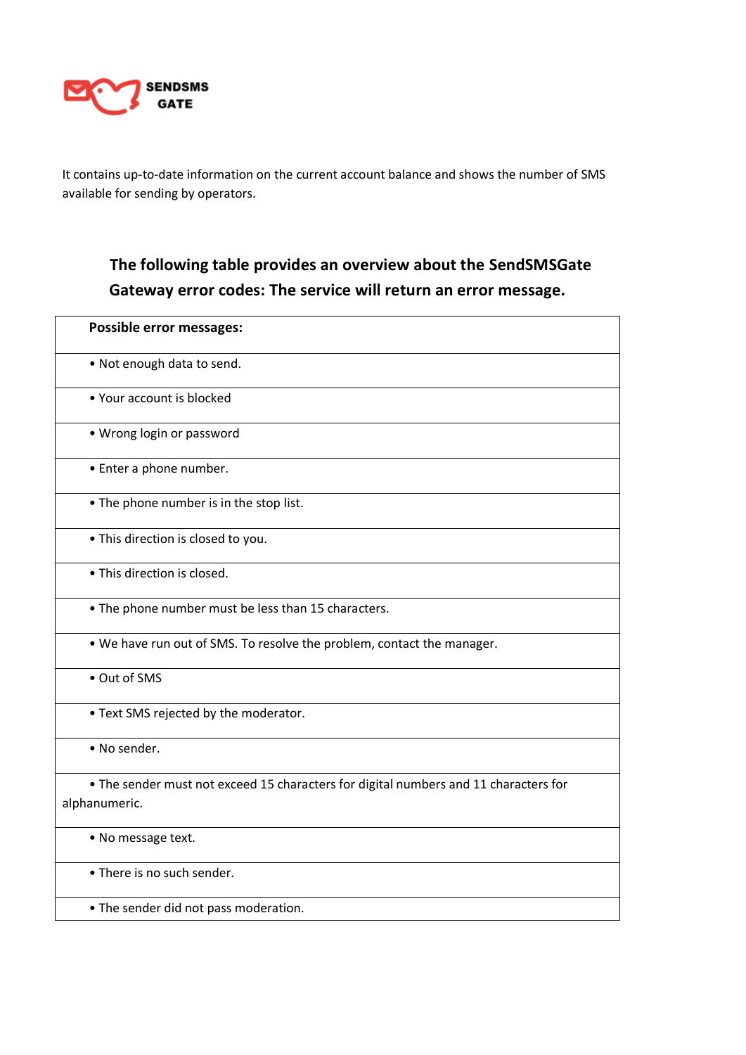It contains up-to-date information on the current account balance and shows the number of SMS available for sending by operators.

**The following table provides an overview about the SendSMSGate Gateway error codes: The service will return an error message.**

| **Possible error messages:** |
|---|
| • Not enough data to send. |
| • Your account is blocked |
| • Wrong login or password |
| • Enter a phone number. |
| • The phone number is in the stop list. |
| • This direction is closed to you. |
| • This direction is closed. |
| • The phone number must be less than 15 characters. |
| • We have run out of SMS. To resolve the problem, contact the manager. |
| • Out of SMS |
| • Text SMS rejected by the moderator. |
| • No sender. |
| • The sender must not exceed 15 characters for digital numbers and 11 characters for alphanumeric. |
| • No message text. |
| • There is no such sender. |
| • The sender did not pass moderation. |